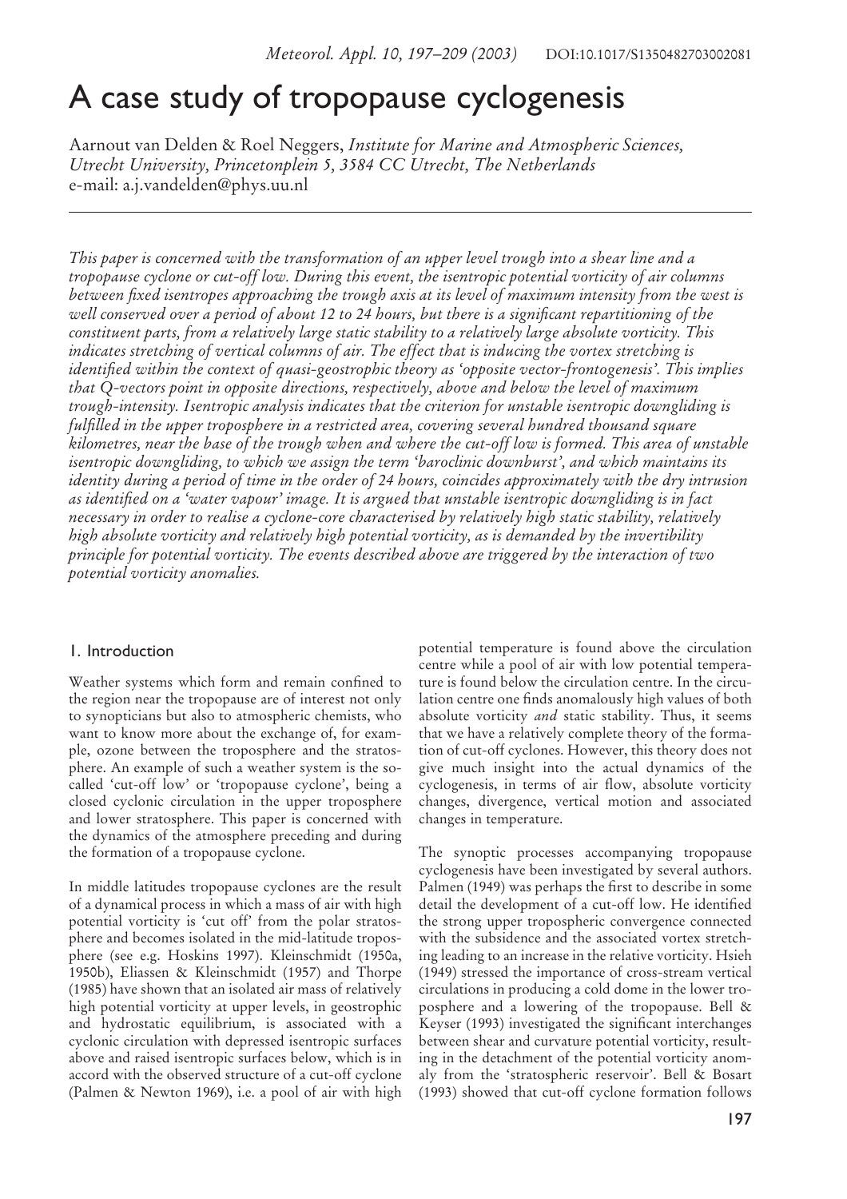# A case study of tropopause cyclogenesis

Aarnout van Delden & Roel Neggers, *Institute for Marine and Atmospheric Sciences, Utrecht University, Princetonplein 5, 3584 CC Utrecht, The Netherlands*
e-mail: a.j.vandelden@phys.uu.nl

*This paper is concerned with the transformation of an upper level trough into a shear line and a tropopause cyclone or cut-off low. During this event, the isentropic potential vorticity of air columns between fixed isentropes approaching the trough axis at its level of maximum intensity from the west is well conserved over a period of about 12 to 24 hours, but there is a significant repartitioning of the constituent parts, from a relatively large static stability to a relatively large absolute vorticity. This indicates stretching of vertical columns of air. The effect that is inducing the vortex stretching is identified within the context of quasi-geostrophic theory as 'opposite vector-frontogenesis'. This implies that Q-vectors point in opposite directions, respectively, above and below the level of maximum trough-intensity. Isentropic analysis indicates that the criterion for unstable isentropic downgliding is fulfilled in the upper troposphere in a restricted area, covering several hundred thousand square kilometres, near the base of the trough when and where the cut-off low is formed. This area of unstable isentropic downgliding, to which we assign the term 'baroclinic downburst', and which maintains its identity during a period of time in the order of 24 hours, coincides approximately with the dry intrusion as identified on a 'water vapour' image. It is argued that unstable isentropic downgliding is in fact necessary in order to realise a cyclone-core characterised by relatively high static stability, relatively high absolute vorticity and relatively high potential vorticity, as is demanded by the invertibility principle for potential vorticity. The events described above are triggered by the interaction of two potential vorticity anomalies.*

## 1. Introduction

Weather systems which form and remain confined to the region near the tropopause are of interest not only to synopticians but also to atmospheric chemists, who want to know more about the exchange of, for example, ozone between the troposphere and the stratosphere. An example of such a weather system is the so-called 'cut-off low' or 'tropopause cyclone', being a closed cyclonic circulation in the upper troposphere and lower stratosphere. This paper is concerned with the dynamics of the atmosphere preceding and during the formation of a tropopause cyclone.

In middle latitudes tropopause cyclones are the result of a dynamical process in which a mass of air with high potential vorticity is 'cut off' from the polar stratosphere and becomes isolated in the mid-latitude troposphere (see e.g. Hoskins 1997). Kleinschmidt (1950a, 1950b), Eliassen & Kleinschmidt (1957) and Thorpe (1985) have shown that an isolated air mass of relatively high potential vorticity at upper levels, in geostrophic and hydrostatic equilibrium, is associated with a cyclonic circulation with depressed isentropic surfaces above and raised isentropic surfaces below, which is in accord with the observed structure of a cut-off cyclone (Palmen & Newton 1969), i.e. a pool of air with high potential temperature is found above the circulation centre while a pool of air with low potential temperature is found below the circulation centre. In the circulation centre one finds anomalously high values of both absolute vorticity *and* static stability. Thus, it seems that we have a relatively complete theory of the formation of cut-off cyclones. However, this theory does not give much insight into the actual dynamics of the cyclogenesis, in terms of air flow, absolute vorticity changes, divergence, vertical motion and associated changes in temperature.

The synoptic processes accompanying tropopause cyclogenesis have been investigated by several authors. Palmen (1949) was perhaps the first to describe in some detail the development of a cut-off low. He identified the strong upper tropospheric convergence connected with the subsidence and the associated vortex stretching leading to an increase in the relative vorticity. Hsieh (1949) stressed the importance of cross-stream vertical circulations in producing a cold dome in the lower troposphere and a lowering of the tropopause. Bell & Keyser (1993) investigated the significant interchanges between shear and curvature potential vorticity, resulting in the detachment of the potential vorticity anomaly from the 'stratospheric reservoir'. Bell & Bosart (1993) showed that cut-off cyclone formation follows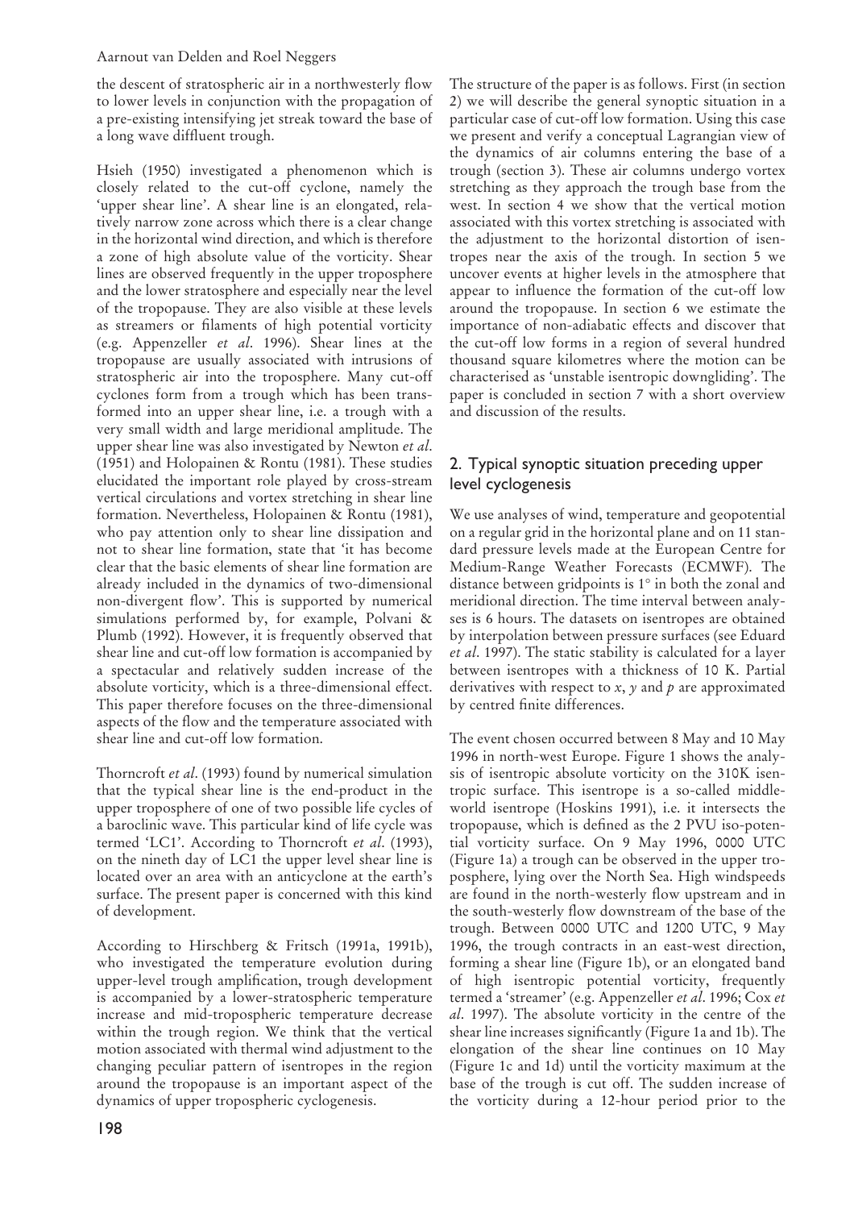the descent of stratospheric air in a northwesterly flow to lower levels in conjunction with the propagation of a pre-existing intensifying jet streak toward the base of a long wave diffluent trough.

Hsieh (1950) investigated a phenomenon which is closely related to the cut-off cyclone, namely the 'upper shear line'. A shear line is an elongated, relatively narrow zone across which there is a clear change in the horizontal wind direction, and which is therefore a zone of high absolute value of the vorticity. Shear lines are observed frequently in the upper troposphere and the lower stratosphere and especially near the level of the tropopause. They are also visible at these levels as streamers or filaments of high potential vorticity (e.g. Appenzeller *et al*. 1996). Shear lines at the tropopause are usually associated with intrusions of stratospheric air into the troposphere. Many cut-off cyclones form from a trough which has been transformed into an upper shear line, i.e. a trough with a very small width and large meridional amplitude. The upper shear line was also investigated by Newton *et al*. (1951) and Holopainen & Rontu (1981). These studies elucidated the important role played by cross-stream vertical circulations and vortex stretching in shear line formation. Nevertheless, Holopainen & Rontu (1981), who pay attention only to shear line dissipation and not to shear line formation, state that 'it has become clear that the basic elements of shear line formation are already included in the dynamics of two-dimensional non-divergent flow'. This is supported by numerical simulations performed by, for example, Polvani & Plumb (1992). However, it is frequently observed that shear line and cut-off low formation is accompanied by a spectacular and relatively sudden increase of the absolute vorticity, which is a three-dimensional effect. This paper therefore focuses on the three-dimensional aspects of the flow and the temperature associated with shear line and cut-off low formation.

Thorncroft *et al*. (1993) found by numerical simulation that the typical shear line is the end-product in the upper troposphere of one of two possible life cycles of a baroclinic wave. This particular kind of life cycle was termed 'LC1'. According to Thorncroft *et al*. (1993), on the nineth day of LC1 the upper level shear line is located over an area with an anticyclone at the earth's surface. The present paper is concerned with this kind of development.

According to Hirschberg & Fritsch (1991a, 1991b), who investigated the temperature evolution during upper-level trough amplification, trough development is accompanied by a lower-stratospheric temperature increase and mid-tropospheric temperature decrease within the trough region. We think that the vertical motion associated with thermal wind adjustment to the changing peculiar pattern of isentropes in the region around the tropopause is an important aspect of the dynamics of upper tropospheric cyclogenesis.

The structure of the paper is as follows. First (in section 2) we will describe the general synoptic situation in a particular case of cut-off low formation. Using this case we present and verify a conceptual Lagrangian view of the dynamics of air columns entering the base of a trough (section 3). These air columns undergo vortex stretching as they approach the trough base from the west. In section 4 we show that the vertical motion associated with this vortex stretching is associated with the adjustment to the horizontal distortion of isentropes near the axis of the trough. In section 5 we uncover events at higher levels in the atmosphere that appear to influence the formation of the cut-off low around the tropopause. In section 6 we estimate the importance of non-adiabatic effects and discover that the cut-off low forms in a region of several hundred thousand square kilometres where the motion can be characterised as 'unstable isentropic downgliding'. The paper is concluded in section 7 with a short overview and discussion of the results.

## 2. Typical synoptic situation preceding upper level cyclogenesis

We use analyses of wind, temperature and geopotential on a regular grid in the horizontal plane and on 11 standard pressure levels made at the European Centre for Medium-Range Weather Forecasts (ECMWF). The distance between gridpoints is 1° in both the zonal and meridional direction. The time interval between analyses is 6 hours. The datasets on isentropes are obtained by interpolation between pressure surfaces (see Eduard *et al*. 1997). The static stability is calculated for a layer between isentropes with a thickness of 10 K. Partial derivatives with respect to $x$, $y$ and $p$ are approximated by centred finite differences.

The event chosen occurred between 8 May and 10 May 1996 in north-west Europe. Figure 1 shows the analysis of isentropic absolute vorticity on the 310K isentropic surface. This isentrope is a so-called middleworld isentrope (Hoskins 1991), i.e. it intersects the tropopause, which is defined as the 2 PVU iso-potential vorticity surface. On 9 May 1996, 0000 UTC (Figure 1a) a trough can be observed in the upper troposphere, lying over the North Sea. High windspeeds are found in the north-westerly flow upstream and in the south-westerly flow downstream of the base of the trough. Between 0000 UTC and 1200 UTC, 9 May 1996, the trough contracts in an east-west direction, forming a shear line (Figure 1b), or an elongated band of high isentropic potential vorticity, frequently termed a 'streamer' (e.g. Appenzeller *et al*. 1996; Cox *et al*. 1997). The absolute vorticity in the centre of the shear line increases significantly (Figure 1a and 1b). The elongation of the shear line continues on 10 May (Figure 1c and 1d) until the vorticity maximum at the base of the trough is cut off. The sudden increase of the vorticity during a 12-hour period prior to the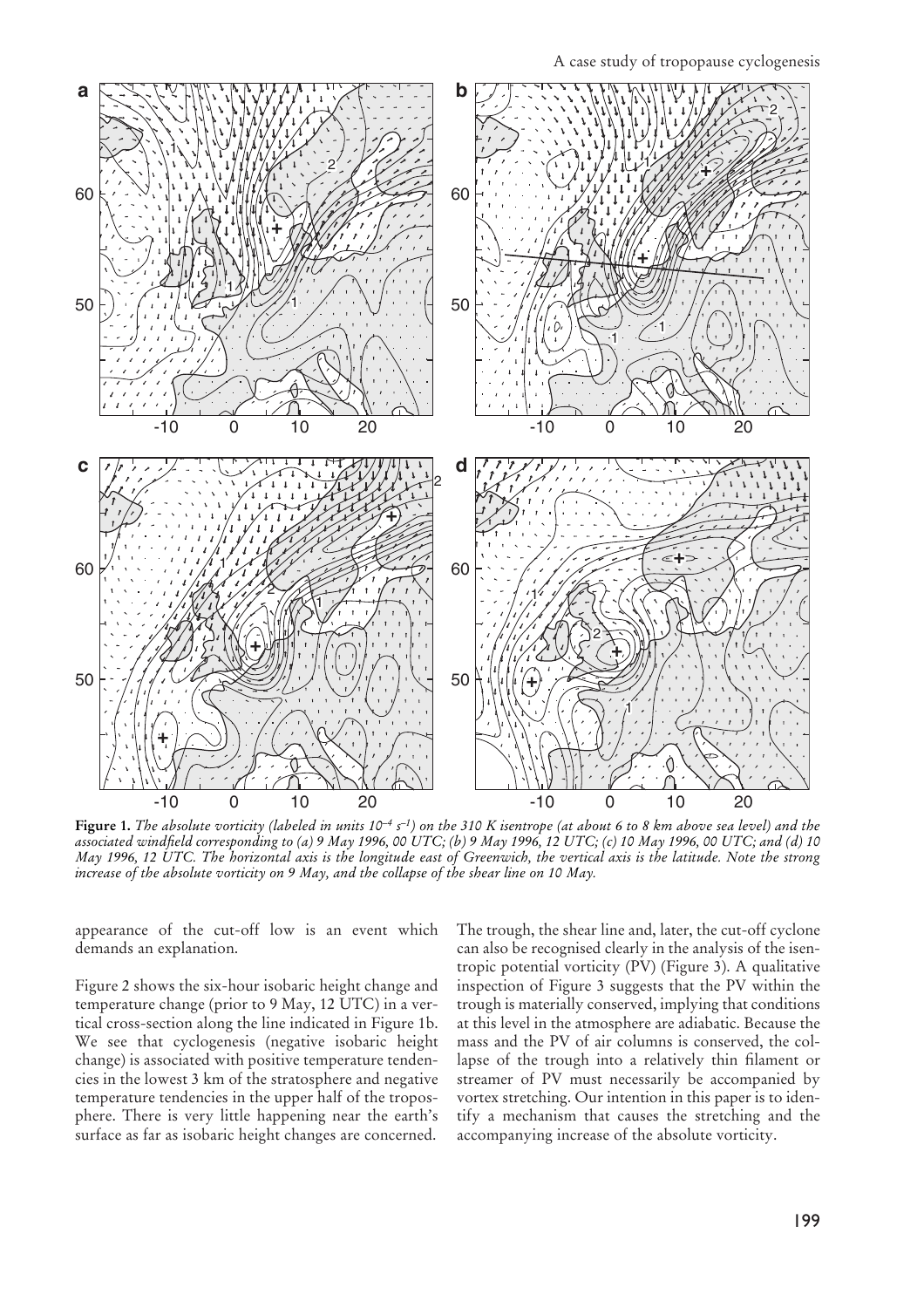**Figure 1.** *The absolute vorticity (labeled in units $10^{-4}$ $s^{-1}$) on the 310 K isentrope (at about 6 to 8 km above sea level) and the associated windfield corresponding to (a) 9 May 1996, 00 UTC; (b) 9 May 1996, 12 UTC; (c) 10 May 1996, 00 UTC; and (d) 10 May 1996, 12 UTC. The horizontal axis is the longitude east of Greenwich, the vertical axis is the latitude. Note the strong increase of the absolute vorticity on 9 May, and the collapse of the shear line on 10 May.*

appearance of the cut-off low is an event which demands an explanation.

Figure 2 shows the six-hour isobaric height change and temperature change (prior to 9 May, 12 UTC) in a vertical cross-section along the line indicated in Figure 1b. We see that cyclogenesis (negative isobaric height change) is associated with positive temperature tendencies in the lowest 3 km of the stratosphere and negative temperature tendencies in the upper half of the troposphere. There is very little happening near the earth's surface as far as isobaric height changes are concerned.

The trough, the shear line and, later, the cut-off cyclone can also be recognised clearly in the analysis of the isentropic potential vorticity (PV) (Figure 3). A qualitative inspection of Figure 3 suggests that the PV within the trough is materially conserved, implying that conditions at this level in the atmosphere are adiabatic. Because the mass and the PV of air columns is conserved, the collapse of the trough into a relatively thin filament or streamer of PV must necessarily be accompanied by vortex stretching. Our intention in this paper is to identify a mechanism that causes the stretching and the accompanying increase of the absolute vorticity.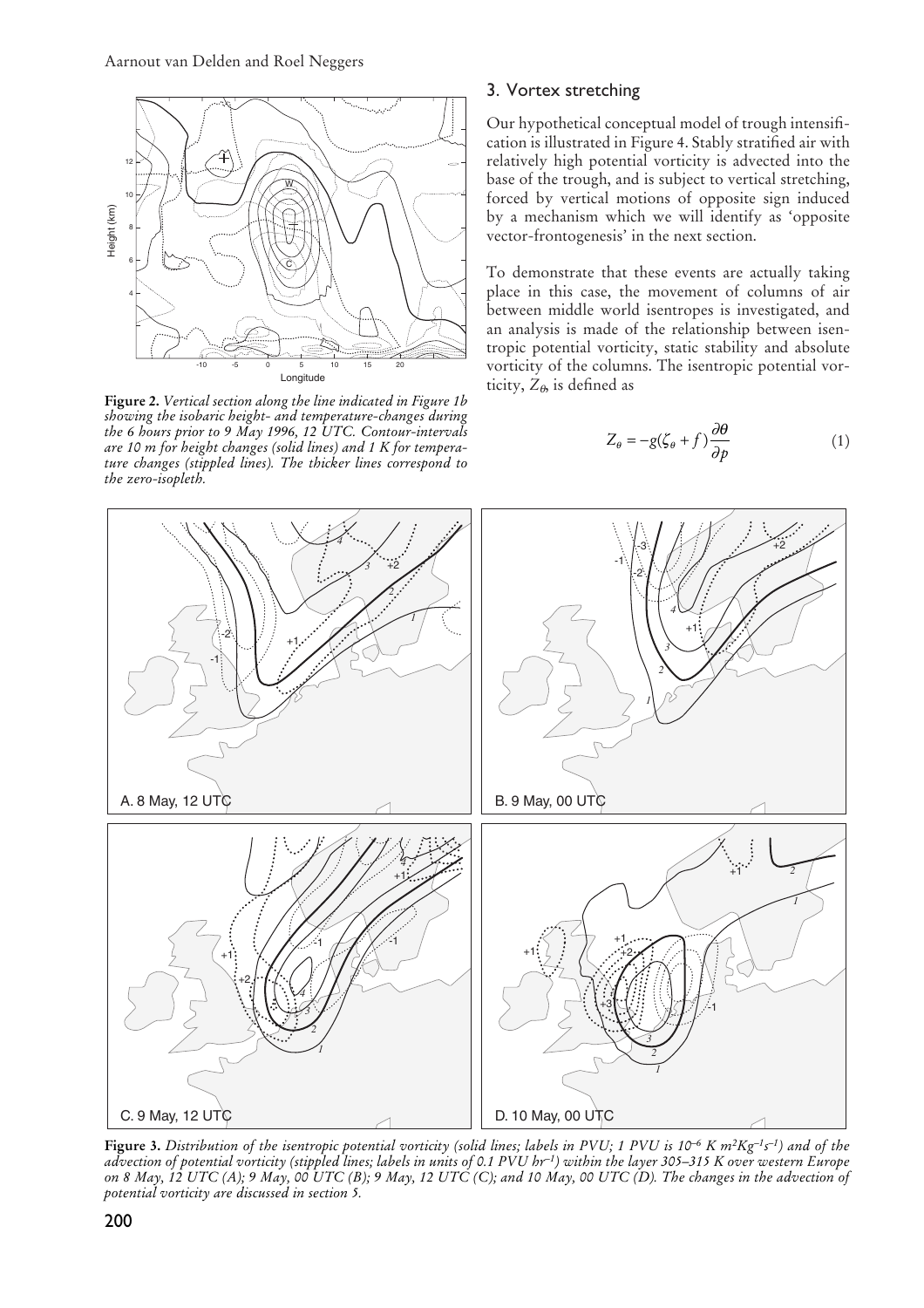**Figure 2.** *Vertical section along the line indicated in Figure 1b showing the isobaric height- and temperature-changes during the 6 hours prior to 9 May 1996, 12 UTC. Contour-intervals are 10 m for height changes (solid lines) and 1 K for temperature changes (stippled lines). The thicker lines correspond to the zero-isopleth.*

## 3. Vortex stretching

Our hypothetical conceptual model of trough intensification is illustrated in Figure 4. Stably stratified air with relatively high potential vorticity is advected into the base of the trough, and is subject to vertical stretching, forced by vertical motions of opposite sign induced by a mechanism which we will identify as 'opposite vector-frontogenesis' in the next section.

To demonstrate that these events are actually taking place in this case, the movement of columns of air between middle world isentropes is investigated, and an analysis is made of the relationship between isentropic potential vorticity, static stability and absolute vorticity of the columns. The isentropic potential vorticity, $Z_\theta$, is defined as

$$Z_\theta = -g(\zeta_\theta + f)\frac{\partial \theta}{\partial p} \qquad (1)$$

**Figure 3.** *Distribution of the isentropic potential vorticity (solid lines; labels in PVU; 1 PVU is $10^{-6}$ K $m^2Kg^{-1}s^{-1}$) and of the advection of potential vorticity (stippled lines; labels in units of 0.1 PVU $hr^{-1}$) within the layer 305–315 K over western Europe on 8 May, 12 UTC (A); 9 May, 00 UTC (B); 9 May, 12 UTC (C); and 10 May, 00 UTC (D). The changes in the advection of potential vorticity are discussed in section 5.*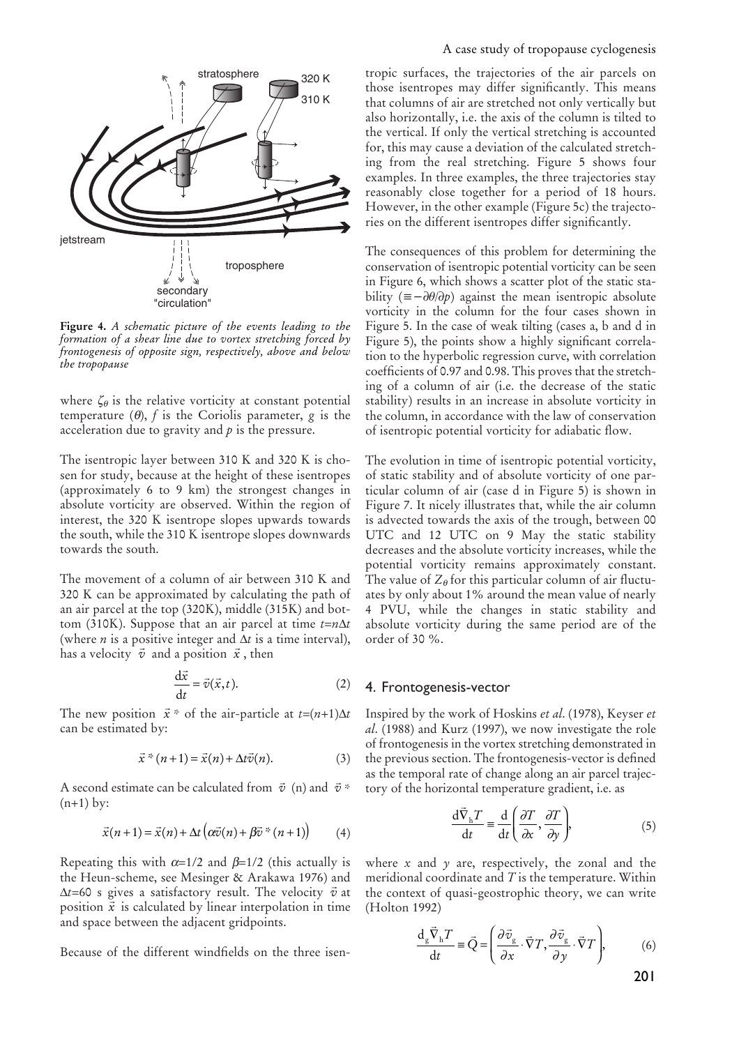**Figure 4.** *A schematic picture of the events leading to the formation of a shear line due to vortex stretching forced by frontogenesis of opposite sign, respectively, above and below the tropopause*

where $\zeta_\theta$ is the relative vorticity at constant potential temperature ($\theta$), $f$ is the Coriolis parameter, $g$ is the acceleration due to gravity and $p$ is the pressure.

The isentropic layer between 310 K and 320 K is chosen for study, because at the height of these isentropes (approximately 6 to 9 km) the strongest changes in absolute vorticity are observed. Within the region of interest, the 320 K isentrope slopes upwards towards the south, while the 310 K isentrope slopes downwards towards the south.

The movement of a column of air between 310 K and 320 K can be approximated by calculating the path of an air parcel at the top (320K), middle (315K) and bottom (310K). Suppose that an air parcel at time $t=n\Delta t$ (where $n$ is a positive integer and $\Delta t$ is a time interval), has a velocity $\vec{v}$ and a position $\vec{x}$, then

$$\frac{d\vec{x}}{dt} = \vec{v}(\vec{x}, t). \tag{2}$$

The new position $\vec{x}^*$ of the air-particle at $t=(n+1)\Delta t$ can be estimated by:

$$\vec{x}^*(n+1) = \vec{x}(n) + \Delta t \vec{v}(n). \tag{3}$$

A second estimate can be calculated from $\vec{v}$ (n) and $\vec{v}^*$ (n+1) by:

$$\vec{x}(n+1) = \vec{x}(n) + \Delta t \left(\alpha \vec{v}(n) + \beta \vec{v}^*(n+1)\right) \tag{4}$$

Repeating this with $\alpha=1/2$ and $\beta=1/2$ (this actually is the Heun-scheme, see Mesinger & Arakawa 1976) and $\Delta t=60$ s gives a satisfactory result. The velocity $\vec{v}$ at position $\vec{x}$ is calculated by linear interpolation in time and space between the adjacent gridpoints.

Because of the different windfields on the three isentropic surfaces, the trajectories of the air parcels on those isentropes may differ significantly. This means that columns of air are stretched not only vertically but also horizontally, i.e. the axis of the column is tilted to the vertical. If only the vertical stretching is accounted for, this may cause a deviation of the calculated stretching from the real stretching. Figure 5 shows four examples. In three examples, the three trajectories stay reasonably close together for a period of 18 hours. However, in the other example (Figure 5c) the trajectories on the different isentropes differ significantly.

The consequences of this problem for determining the conservation of isentropic potential vorticity can be seen in Figure 6, which shows a scatter plot of the static stability ($\equiv -\partial\theta/\partial p$) against the mean isentropic absolute vorticity in the column for the four cases shown in Figure 5. In the case of weak tilting (cases a, b and d in Figure 5), the points show a highly significant correlation to the hyperbolic regression curve, with correlation coefficients of 0.97 and 0.98. This proves that the stretching of a column of air (i.e. the decrease of the static stability) results in an increase in absolute vorticity in the column, in accordance with the law of conservation of isentropic potential vorticity for adiabatic flow.

The evolution in time of isentropic potential vorticity, of static stability and of absolute vorticity of one particular column of air (case d in Figure 5) is shown in Figure 7. It nicely illustrates that, while the air column is advected towards the axis of the trough, between 00 UTC and 12 UTC on 9 May the static stability decreases and the absolute vorticity increases, while the potential vorticity remains approximately constant. The value of $Z_\theta$ for this particular column of air fluctuates by only about 1% around the mean value of nearly 4 PVU, while the changes in static stability and absolute vorticity during the same period are of the order of 30 %.

## 4. Frontogenesis-vector

Inspired by the work of Hoskins *et al*. (1978), Keyser *et al*. (1988) and Kurz (1997), we now investigate the role of frontogenesis in the vortex stretching demonstrated in the previous section. The frontogenesis-vector is defined as the temporal rate of change along an air parcel trajectory of the horizontal temperature gradient, i.e. as

$$\frac{d\vec{\nabla}_h T}{dt} \equiv \frac{d}{dt}\left(\frac{\partial T}{\partial x}, \frac{\partial T}{\partial y}\right), \tag{5}$$

where $x$ and $y$ are, respectively, the zonal and the meridional coordinate and $T$ is the temperature. Within the context of quasi-geostrophic theory, we can write (Holton 1992)

$$\frac{d_g \vec{\nabla}_h T}{dt} \equiv \vec{Q} = \left(\frac{\partial \vec{v}_g}{\partial x} \cdot \vec{\nabla} T, \frac{\partial \vec{v}_g}{\partial y} \cdot \vec{\nabla} T\right), \tag{6}$$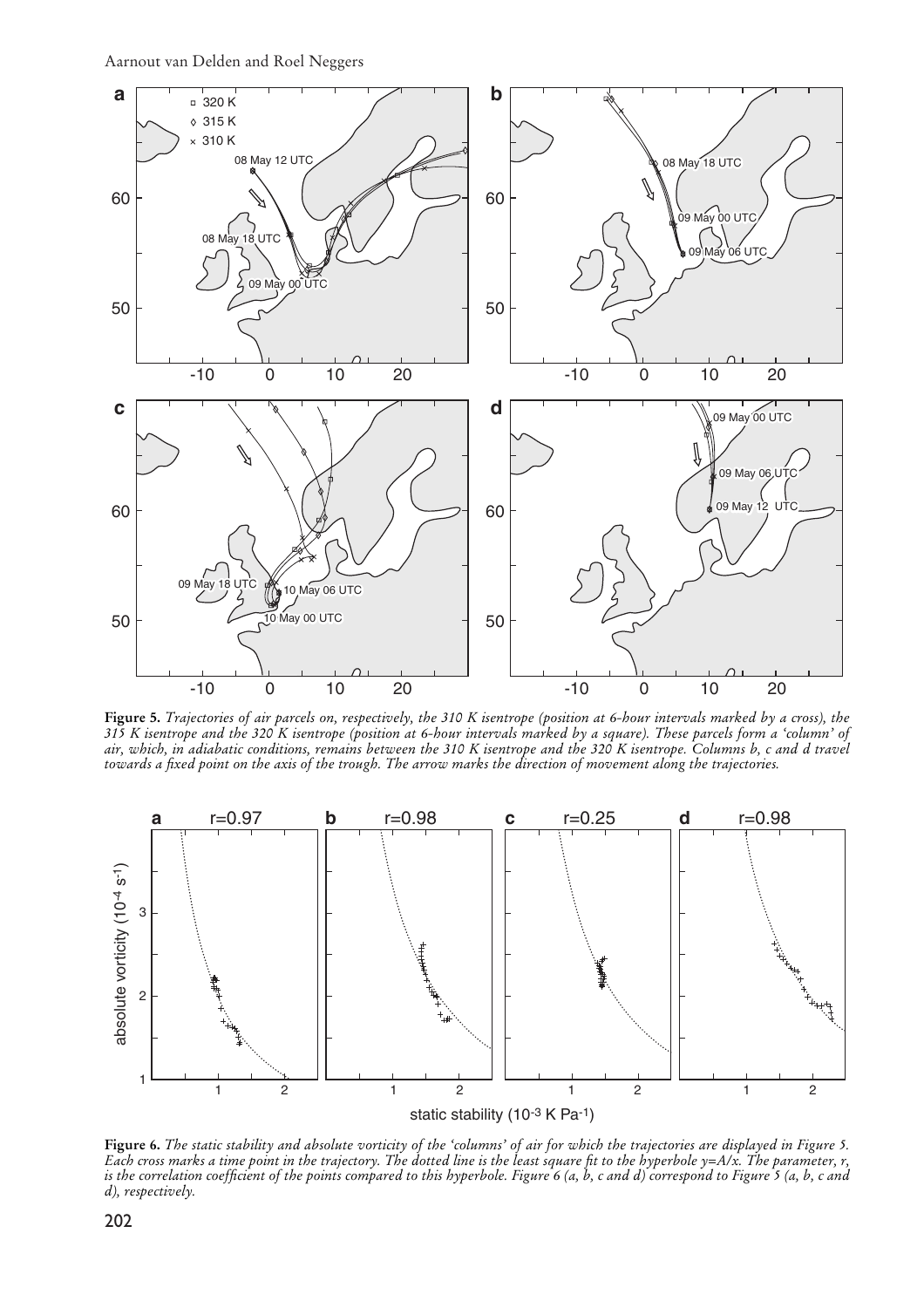**Figure 5.** *Trajectories of air parcels on, respectively, the 310 K isentrope (position at 6-hour intervals marked by a cross), the 315 K isentrope and the 320 K isentrope (position at 6-hour intervals marked by a square). These parcels form a 'column' of air, which, in adiabatic conditions, remains between the 310 K isentrope and the 320 K isentrope. Columns b, c and d travel towards a fixed point on the axis of the trough. The arrow marks the direction of movement along the trajectories.*

**Figure 6.** *The static stability and absolute vorticity of the 'columns' of air for which the trajectories are displayed in Figure 5. Each cross marks a time point in the trajectory. The dotted line is the least square fit to the hyperbole y=A/x. The parameter, r, is the correlation coefficient of the points compared to this hyperbole. Figure 6 (a, b, c and d) correspond to Figure 5 (a, b, c and d), respectively.*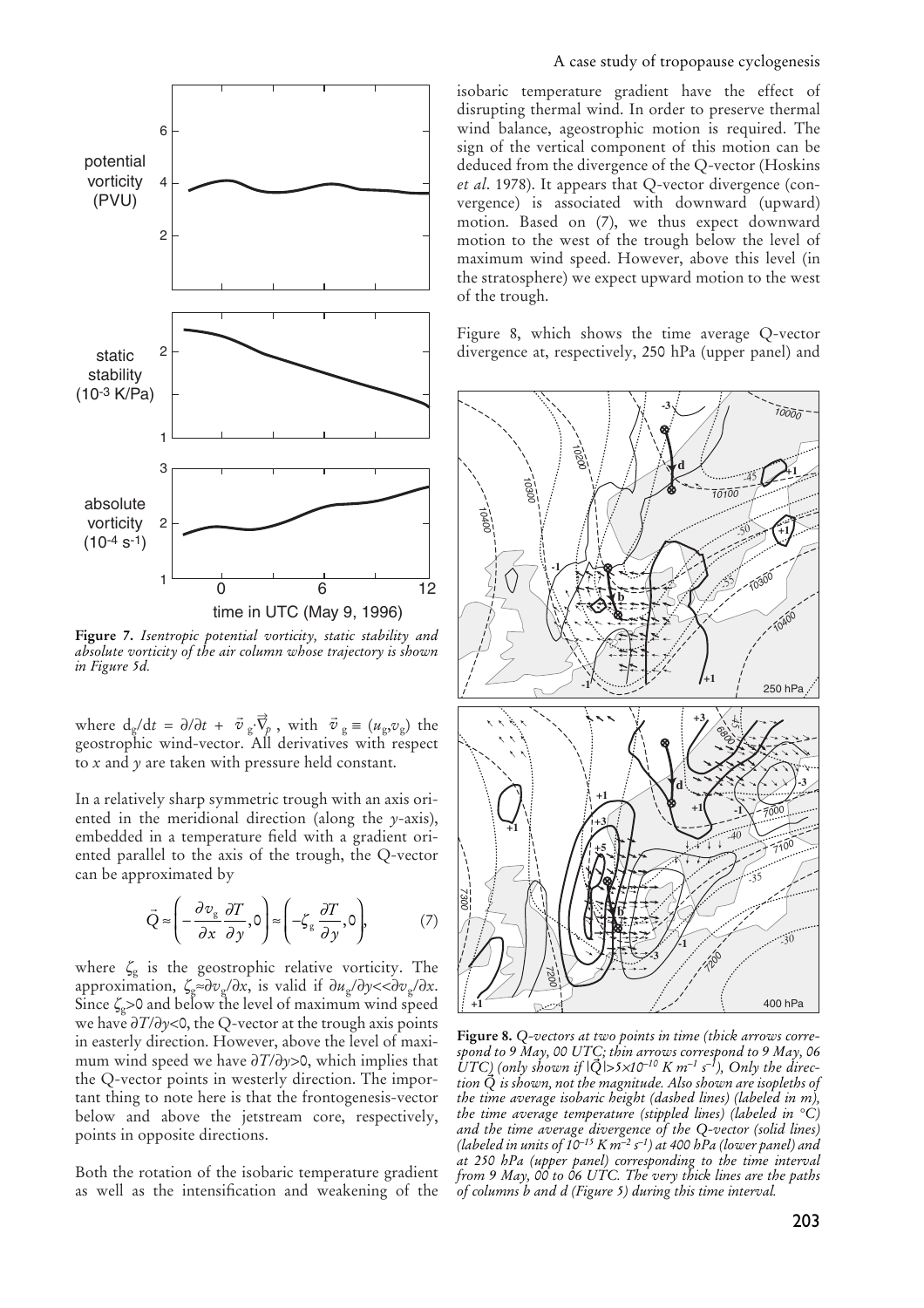**Figure 7.** *Isentropic potential vorticity, static stability and absolute vorticity of the air column whose trajectory is shown in Figure 5d.*

where $d_g/dt = \partial/\partial t + \vec{v}_g \cdot \vec{\nabla}_p$ , with $\vec{v}_g \equiv (u_g, v_g)$ the geostrophic wind-vector. All derivatives with respect to *x* and *y* are taken with pressure held constant.

In a relatively sharp symmetric trough with an axis oriented in the meridional direction (along the *y*-axis), embedded in a temperature field with a gradient oriented parallel to the axis of the trough, the Q-vector can be approximated by

$$\vec{Q} \approx \left( -\frac{\partial v_g}{\partial x}\frac{\partial T}{\partial y}, 0 \right) \approx \left( -\zeta_g \frac{\partial T}{\partial y}, 0 \right), \qquad (7)$$

where $\zeta_g$ is the geostrophic relative vorticity. The approximation, $\zeta_g \approx \partial v_g/\partial x$, is valid if $\partial u_g/\partial y << \partial v_g/\partial x$. Since $\zeta_g > 0$ and below the level of maximum wind speed we have $\partial T/\partial y < 0$, the Q-vector at the trough axis points in easterly direction. However, above the level of maximum wind speed we have $\partial T/\partial y > 0$, which implies that the Q-vector points in westerly direction. The important thing to note here is that the frontogenesis-vector below and above the jetstream core, respectively, points in opposite directions.

Both the rotation of the isobaric temperature gradient as well as the intensification and weakening of the isobaric temperature gradient have the effect of disrupting thermal wind. In order to preserve thermal wind balance, ageostrophic motion is required. The sign of the vertical component of this motion can be deduced from the divergence of the Q-vector (Hoskins *et al*. 1978). It appears that Q-vector divergence (convergence) is associated with downward (upward) motion. Based on (7), we thus expect downward motion to the west of the trough below the level of maximum wind speed. However, above this level (in the stratosphere) we expect upward motion to the west of the trough.

Figure 8, which shows the time average Q-vector divergence at, respectively, 250 hPa (upper panel) and

**Figure 8.** *Q-vectors at two points in time (thick arrows correspond to 9 May, 00 UTC; thin arrows correspond to 9 May, 06 UTC) (only shown if $|\vec{Q}| > 5 \times 10^{-10}$ K m$^{-1}$ s$^{-1}$), Only the direction $\vec{Q}$ is shown, not the magnitude. Also shown are isopleths of the time average isobaric height (dashed lines) (labeled in m), the time average temperature (stippled lines) (labeled in °C) and the time average divergence of the Q-vector (solid lines) (labeled in units of $10^{-15}$ K m$^{-2}$ s$^{-1}$) at 400 hPa (lower panel) and at 250 hPa (upper panel) corresponding to the time interval from 9 May, 00 to 06 UTC. The very thick lines are the paths of columns b and d (Figure 5) during this time interval.*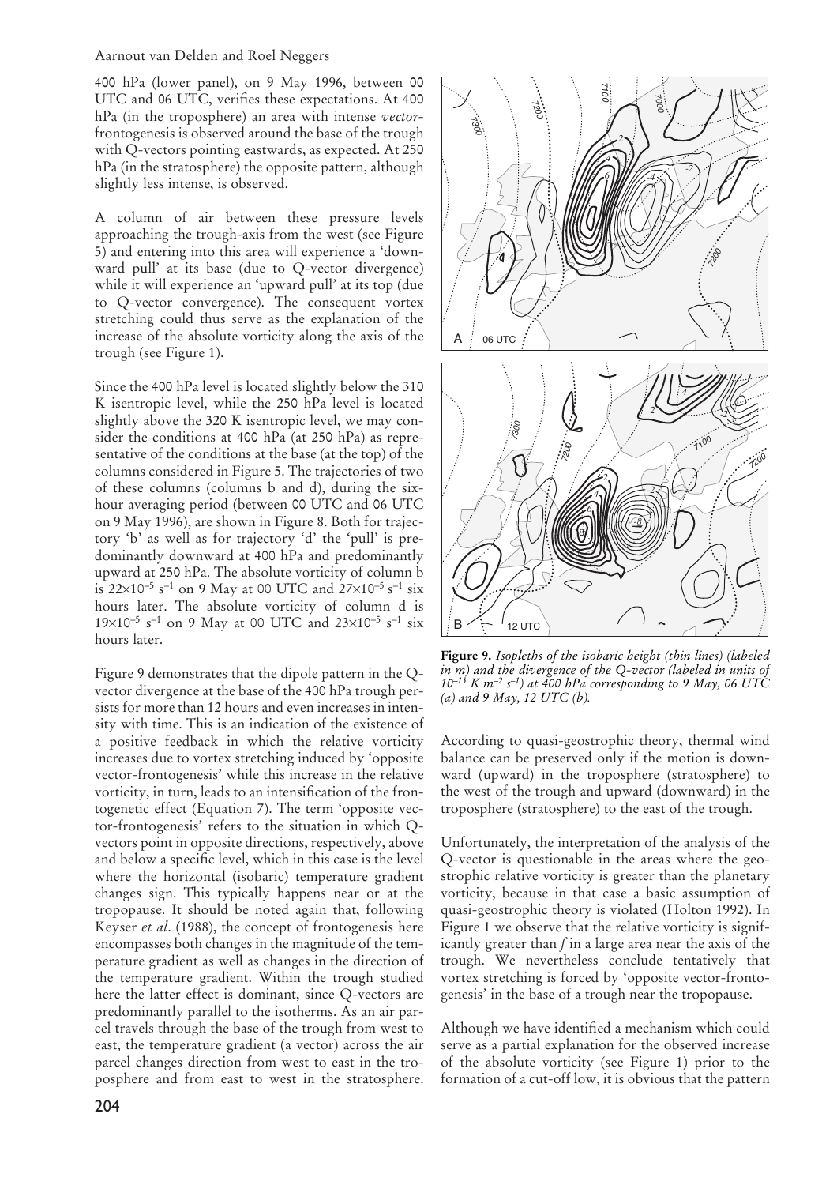400 hPa (lower panel), on 9 May 1996, between 00 UTC and 06 UTC, verifies these expectations. At 400 hPa (in the troposphere) an area with intense *vector*-frontogenesis is observed around the base of the trough with Q-vectors pointing eastwards, as expected. At 250 hPa (in the stratosphere) the opposite pattern, although slightly less intense, is observed.

A column of air between these pressure levels approaching the trough-axis from the west (see Figure 5) and entering into this area will experience a 'downward pull' at its base (due to Q-vector divergence) while it will experience an 'upward pull' at its top (due to Q-vector convergence). The consequent vortex stretching could thus serve as the explanation of the increase of the absolute vorticity along the axis of the trough (see Figure 1).

Since the 400 hPa level is located slightly below the 310 K isentropic level, while the 250 hPa level is located slightly above the 320 K isentropic level, we may consider the conditions at 400 hPa (at 250 hPa) as representative of the conditions at the base (at the top) of the columns considered in Figure 5. The trajectories of two of these columns (columns b and d), during the six-hour averaging period (between 00 UTC and 06 UTC on 9 May 1996), are shown in Figure 8. Both for trajectory 'b' as well as for trajectory 'd' the 'pull' is predominantly downward at 400 hPa and predominantly upward at 250 hPa. The absolute vorticity of column b is $22\times10^{-5}$ s$^{-1}$ on 9 May at 00 UTC and $27\times10^{-5}$ s$^{-1}$ six hours later. The absolute vorticity of column d is $19\times10^{-5}$ s$^{-1}$ on 9 May at 00 UTC and $23\times10^{-5}$ s$^{-1}$ six hours later.

Figure 9 demonstrates that the dipole pattern in the Q-vector divergence at the base of the 400 hPa trough persists for more than 12 hours and even increases in intensity with time. This is an indication of the existence of a positive feedback in which the relative vorticity increases due to vortex stretching induced by 'opposite vector-frontogenesis' while this increase in the relative vorticity, in turn, leads to an intensification of the frontogenetic effect (Equation 7). The term 'opposite vector-frontogenesis' refers to the situation in which Q-vectors point in opposite directions, respectively, above and below a specific level, which in this case is the level where the horizontal (isobaric) temperature gradient changes sign. This typically happens near or at the tropopause. It should be noted again that, following Keyser *et al*. (1988), the concept of frontogenesis here encompasses both changes in the magnitude of the temperature gradient as well as changes in the direction of the temperature gradient. Within the trough studied here the latter effect is dominant, since Q-vectors are predominantly parallel to the isotherms. As an air parcel travels through the base of the trough from west to east, the temperature gradient (a vector) across the air parcel changes direction from west to east in the troposphere and from east to west in the stratosphere.

*Figure 9. Isopleths of the isobaric height (thin lines) (labeled in m) and the divergence of the Q-vector (labeled in units of $10^{-15}$ K m$^{-2}$ s$^{-1}$) at 400 hPa corresponding to 9 May, 06 UTC (a) and 9 May, 12 UTC (b).*

According to quasi-geostrophic theory, thermal wind balance can be preserved only if the motion is downward (upward) in the troposphere (stratosphere) to the west of the trough and upward (downward) in the troposphere (stratosphere) to the east of the trough.

Unfortunately, the interpretation of the analysis of the Q-vector is questionable in the areas where the geostrophic relative vorticity is greater than the planetary vorticity, because in that case a basic assumption of quasi-geostrophic theory is violated (Holton 1992). In Figure 1 we observe that the relative vorticity is significantly greater than $f$ in a large area near the axis of the trough. We nevertheless conclude tentatively that vortex stretching is forced by 'opposite vector-frontogenesis' in the base of a trough near the tropopause.

Although we have identified a mechanism which could serve as a partial explanation for the observed increase of the absolute vorticity (see Figure 1) prior to the formation of a cut-off low, it is obvious that the pattern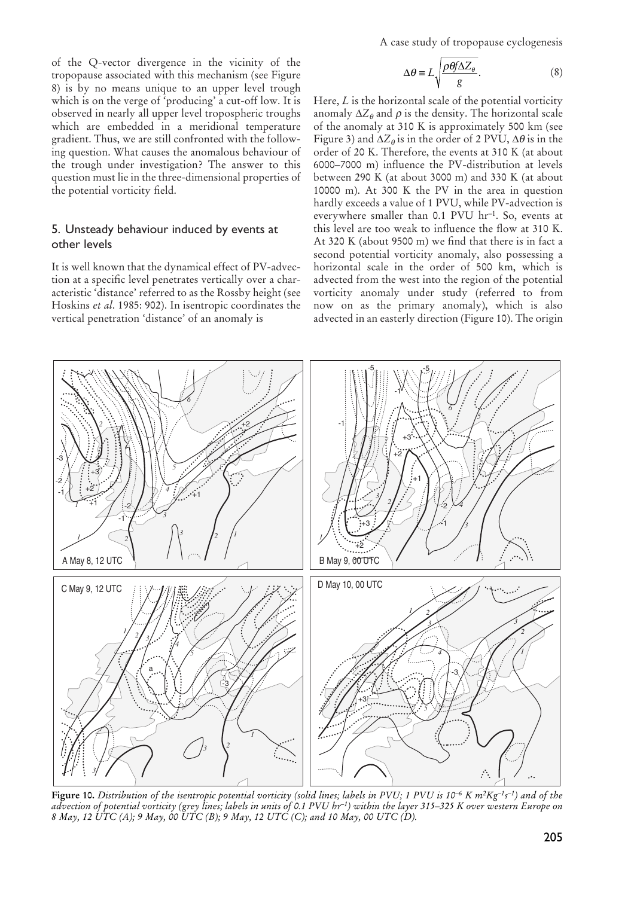of the Q-vector divergence in the vicinity of the tropopause associated with this mechanism (see Figure 8) is by no means unique to an upper level trough which is on the verge of 'producing' a cut-off low. It is observed in nearly all upper level tropospheric troughs which are embedded in a meridional temperature gradient. Thus, we are still confronted with the following question. What causes the anomalous behaviour of the trough under investigation? The answer to this question must lie in the three-dimensional properties of the potential vorticity field.

## 5. Unsteady behaviour induced by events at other levels

It is well known that the dynamical effect of PV-advection at a specific level penetrates vertically over a characteristic 'distance' referred to as the Rossby height (see Hoskins *et al*. 1985: 902). In isentropic coordinates the vertical penetration 'distance' of an anomaly is

$$\Delta\theta \equiv L\sqrt{\frac{\rho\theta f \Delta Z_\theta}{g}}. \qquad (8)$$

Here, $L$ is the horizontal scale of the potential vorticity anomaly $\Delta Z_\theta$ and $\rho$ is the density. The horizontal scale of the anomaly at 310 K is approximately 500 km (see Figure 3) and $\Delta Z_\theta$ is in the order of 2 PVU, $\Delta\theta$ is in the order of 20 K. Therefore, the events at 310 K (at about 6000–7000 m) influence the PV-distribution at levels between 290 K (at about 3000 m) and 330 K (at about 10000 m). At 300 K the PV in the area in question hardly exceeds a value of 1 PVU, while PV-advection is everywhere smaller than 0.1 PVU hr$^{-1}$. So, events at this level are too weak to influence the flow at 310 K. At 320 K (about 9500 m) we find that there is in fact a second potential vorticity anomaly, also possessing a horizontal scale in the order of 500 km, which is advected from the west into the region of the potential vorticity anomaly under study (referred to from now on as the primary anomaly), which is also advected in an easterly direction (Figure 10). The origin

**Figure 10.** *Distribution of the isentropic potential vorticity (solid lines; labels in PVU; 1 PVU is $10^{-6}$ K m$^2$Kg$^{-1}$s$^{-1}$) and of the advection of potential vorticity (grey lines; labels in units of 0.1 PVU hr$^{-1}$) within the layer 315–325 K over western Europe on 8 May, 12 UTC (A); 9 May, 00 UTC (B); 9 May, 12 UTC (C); and 10 May, 00 UTC (D).*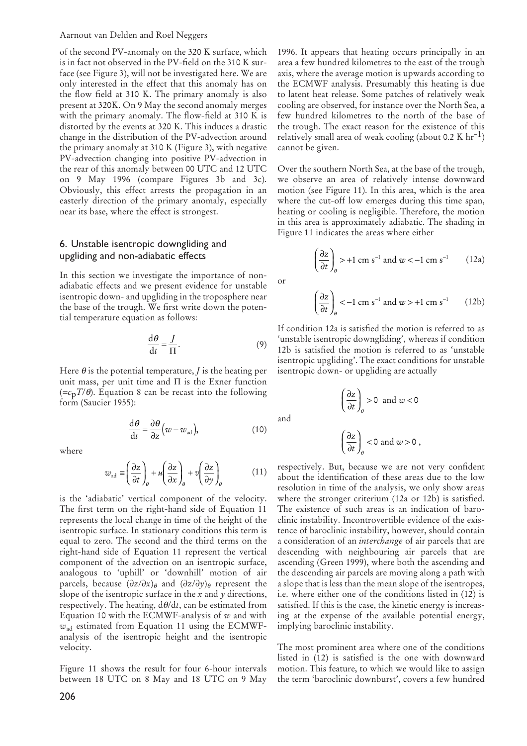of the second PV-anomaly on the 320 K surface, which is in fact not observed in the PV-field on the 310 K surface (see Figure 3), will not be investigated here. We are only interested in the effect that this anomaly has on the flow field at 310 K. The primary anomaly is also present at 320K. On 9 May the second anomaly merges with the primary anomaly. The flow-field at 310 K is distorted by the events at 320 K. This induces a drastic change in the distribution of the PV-advection around the primary anomaly at 310 K (Figure 3), with negative PV-advection changing into positive PV-advection in the rear of this anomaly between 00 UTC and 12 UTC on 9 May 1996 (compare Figures 3b and 3c). Obviously, this effect arrests the propagation in an easterly direction of the primary anomaly, especially near its base, where the effect is strongest.

## 6. Unstable isentropic downgliding and upgliding and non-adiabatic effects

In this section we investigate the importance of non-adiabatic effects and we present evidence for unstable isentropic down- and upgliding in the troposphere near the base of the trough. We first write down the potential temperature equation as follows:

$$\frac{d\theta}{dt} = \frac{J}{\Pi}. \tag{9}$$

Here $\theta$ is the potential temperature, $J$ is the heating per unit mass, per unit time and $\Pi$ is the Exner function ($=c_p T/\theta$). Equation 8 can be recast into the following form (Saucier 1955):

$$\frac{d\theta}{dt} = \frac{\partial \theta}{\partial z}\left(w - w_{ad}\right), \tag{10}$$

where

$$w_{ad} \equiv \left(\frac{\partial z}{\partial t}\right)_\theta + u\left(\frac{\partial z}{\partial x}\right)_\theta + v\left(\frac{\partial z}{\partial y}\right)_\theta \tag{11}$$

is the 'adiabatic' vertical component of the velocity. The first term on the right-hand side of Equation 11 represents the local change in time of the height of the isentropic surface. In stationary conditions this term is equal to zero. The second and the third terms on the right-hand side of Equation 11 represent the vertical component of the advection on an isentropic surface, analogous to 'uphill' or 'downhill' motion of air parcels, because $(\partial z/\partial x)_\theta$ and $(\partial z/\partial y)_\theta$ represent the slope of the isentropic surface in the $x$ and $y$ directions, respectively. The heating, $d\theta/dt$, can be estimated from Equation 10 with the ECMWF-analysis of $w$ and with $w_{ad}$ estimated from Equation 11 using the ECMWF-analysis of the isentropic height and the isentropic velocity.

Figure 11 shows the result for four 6-hour intervals between 18 UTC on 8 May and 18 UTC on 9 May 1996. It appears that heating occurs principally in an area a few hundred kilometres to the east of the trough axis, where the average motion is upwards according to the ECMWF analysis. Presumably this heating is due to latent heat release. Some patches of relatively weak cooling are observed, for instance over the North Sea, a few hundred kilometres to the north of the base of the trough. The exact reason for the existence of this relatively small area of weak cooling (about 0.2 K hr$^{-1}$) cannot be given.

Over the southern North Sea, at the base of the trough, we observe an area of relatively intense downward motion (see Figure 11). In this area, which is the area where the cut-off low emerges during this time span, heating or cooling is negligible. Therefore, the motion in this area is approximately adiabatic. The shading in Figure 11 indicates the areas where either

$$\left(\frac{\partial z}{\partial t}\right)_\theta > +1 \text{ cm s}^{-1} \text{ and } w < -1 \text{ cm s}^{-1} \tag{12a}$$

or

$$\left(\frac{\partial z}{\partial t}\right)_\theta < -1 \text{ cm s}^{-1} \text{ and } w > +1 \text{ cm s}^{-1} \tag{12b}$$

If condition 12a is satisfied the motion is referred to as 'unstable isentropic downgliding', whereas if condition 12b is satisfied the motion is referred to as 'unstable isentropic upgliding'. The exact conditions for unstable isentropic down- or upgliding are actually

$$\left(\frac{\partial z}{\partial t}\right)_\theta > 0 \text{ and } w < 0$$

and

$$\left(\frac{\partial z}{\partial t}\right)_\theta < 0 \text{ and } w > 0,$$

respectively. But, because we are not very confident about the identification of these areas due to the low resolution in time of the analysis, we only show areas where the stronger criterium (12a or 12b) is satisfied. The existence of such areas is an indication of baroclinic instability. Incontrovertible evidence of the existence of baroclinic instability, however, should contain a consideration of an *interchange* of air parcels that are descending with neighbouring air parcels that are ascending (Green 1999), where both the ascending and the descending air parcels are moving along a path with a slope that is less than the mean slope of the isentropes, i.e. where either one of the conditions listed in (12) is satisfied. If this is the case, the kinetic energy is increasing at the expense of the available potential energy, implying baroclinic instability.

The most prominent area where one of the conditions listed in (12) is satisfied is the one with downward motion. This feature, to which we would like to assign the term 'baroclinic downburst', covers a few hundred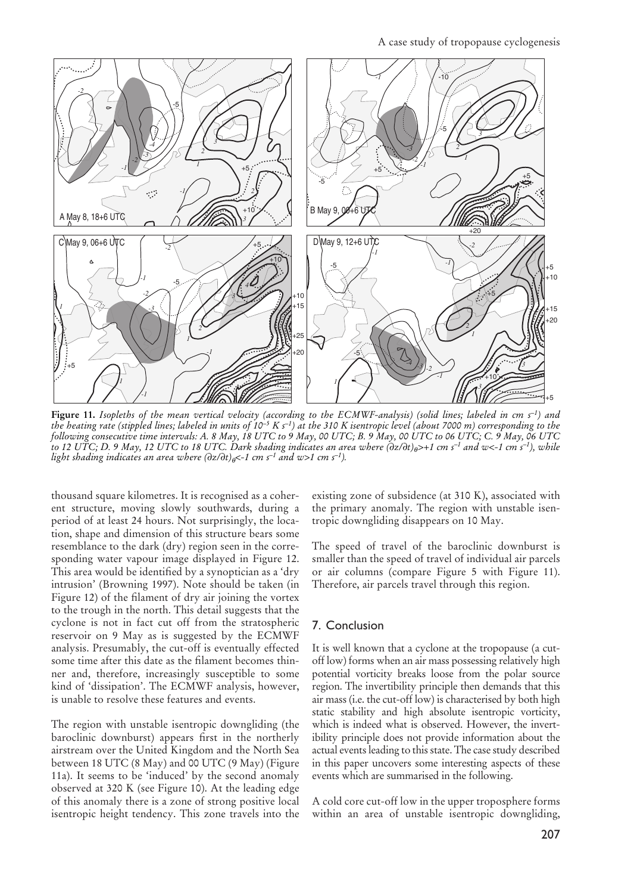**Figure 11.** *Isopleths of the mean vertical velocity (according to the ECMWF-analysis) (solid lines; labeled in cm s$^{-1}$) and the heating rate (stippled lines; labeled in units of 10$^{-5}$ K s$^{-1}$) at the 310 K isentropic level (about 7000 m) corresponding to the following consecutive time intervals: A. 8 May, 18 UTC to 9 May, 00 UTC; B. 9 May, 00 UTC to 06 UTC; C. 9 May, 06 UTC to 12 UTC; D. 9 May, 12 UTC to 18 UTC. Dark shading indicates an area where $(\partial z/\partial t)_\theta > +1$ cm s$^{-1}$ and $w < -1$ cm s$^{-1}$), while light shading indicates an area where $(\partial z/\partial t)_\theta < -1$ cm s$^{-1}$ and $w > 1$ cm s$^{-1}$).*

thousand square kilometres. It is recognised as a coherent structure, moving slowly southwards, during a period of at least 24 hours. Not surprisingly, the location, shape and dimension of this structure bears some resemblance to the dark (dry) region seen in the corresponding water vapour image displayed in Figure 12. This area would be identified by a synoptician as a 'dry intrusion' (Browning 1997). Note should be taken (in Figure 12) of the filament of dry air joining the vortex to the trough in the north. This detail suggests that the cyclone is not in fact cut off from the stratospheric reservoir on 9 May as is suggested by the ECMWF analysis. Presumably, the cut-off is eventually effected some time after this date as the filament becomes thinner and, therefore, increasingly susceptible to some kind of 'dissipation'. The ECMWF analysis, however, is unable to resolve these features and events.

The region with unstable isentropic downgliding (the baroclinic downburst) appears first in the northerly airstream over the United Kingdom and the North Sea between 18 UTC (8 May) and 00 UTC (9 May) (Figure 11a). It seems to be 'induced' by the second anomaly observed at 320 K (see Figure 10). At the leading edge of this anomaly there is a zone of strong positive local isentropic height tendency. This zone travels into the existing zone of subsidence (at 310 K), associated with the primary anomaly. The region with unstable isentropic downgliding disappears on 10 May.

The speed of travel of the baroclinic downburst is smaller than the speed of travel of individual air parcels or air columns (compare Figure 5 with Figure 11). Therefore, air parcels travel through this region.

## 7. Conclusion

It is well known that a cyclone at the tropopause (a cut-off low) forms when an air mass possessing relatively high potential vorticity breaks loose from the polar source region. The invertibility principle then demands that this air mass (i.e. the cut-off low) is characterised by both high static stability and high absolute isentropic vorticity, which is indeed what is observed. However, the invertibility principle does not provide information about the actual events leading to this state. The case study described in this paper uncovers some interesting aspects of these events which are summarised in the following.

A cold core cut-off low in the upper troposphere forms within an area of unstable isentropic downgliding,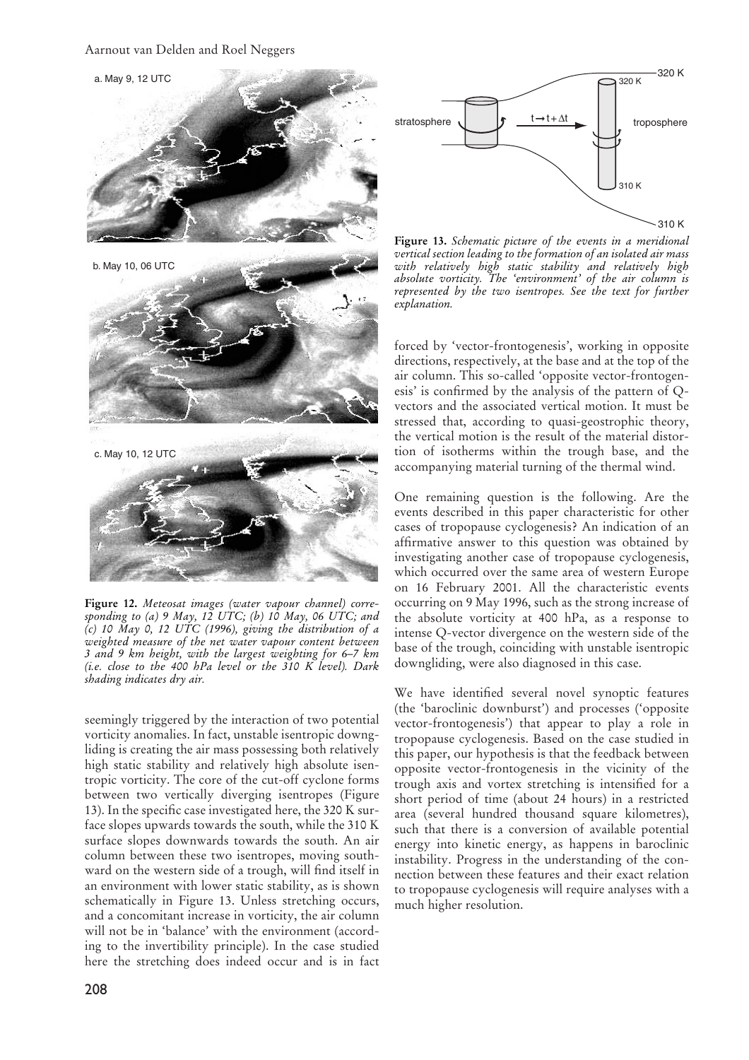Figure 12. *Meteosat images (water vapour channel) corresponding to (a) 9 May, 12 UTC; (b) 10 May, 06 UTC; and (c) 10 May 0, 12 UTC (1996), giving the distribution of a weighted measure of the net water vapour content between 3 and 9 km height, with the largest weighting for 6–7 km (i.e. close to the 400 hPa level or the 310 K level). Dark shading indicates dry air.*

Figure 13. *Schematic picture of the events in a meridional vertical section leading to the formation of an isolated air mass with relatively high static stability and relatively high absolute vorticity. The 'environment' of the air column is represented by the two isentropes. See the text for further explanation.*

seemingly triggered by the interaction of two potential vorticity anomalies. In fact, unstable isentropic downgliding is creating the air mass possessing both relatively high static stability and relatively high absolute isentropic vorticity. The core of the cut-off cyclone forms between two vertically diverging isentropes (Figure 13). In the specific case investigated here, the 320 K surface slopes upwards towards the south, while the 310 K surface slopes downwards towards the south. An air column between these two isentropes, moving southward on the western side of a trough, will find itself in an environment with lower static stability, as is shown schematically in Figure 13. Unless stretching occurs, and a concomitant increase in vorticity, the air column will not be in 'balance' with the environment (according to the invertibility principle). In the case studied here the stretching does indeed occur and is in fact forced by 'vector-frontogenesis', working in opposite directions, respectively, at the base and at the top of the air column. This so-called 'opposite vector-frontogenesis' is confirmed by the analysis of the pattern of Q-vectors and the associated vertical motion. It must be stressed that, according to quasi-geostrophic theory, the vertical motion is the result of the material distortion of isotherms within the trough base, and the accompanying material turning of the thermal wind.

One remaining question is the following. Are the events described in this paper characteristic for other cases of tropopause cyclogenesis? An indication of an affirmative answer to this question was obtained by investigating another case of tropopause cyclogenesis, which occurred over the same area of western Europe on 16 February 2001. All the characteristic events occurring on 9 May 1996, such as the strong increase of the absolute vorticity at 400 hPa, as a response to intense Q-vector divergence on the western side of the base of the trough, coinciding with unstable isentropic downgliding, were also diagnosed in this case.

We have identified several novel synoptic features (the 'baroclinic downburst') and processes ('opposite vector-frontogenesis') that appear to play a role in tropopause cyclogenesis. Based on the case studied in this paper, our hypothesis is that the feedback between opposite vector-frontogenesis in the vicinity of the trough axis and vortex stretching is intensified for a short period of time (about 24 hours) in a restricted area (several hundred thousand square kilometres), such that there is a conversion of available potential energy into kinetic energy, as happens in baroclinic instability. Progress in the understanding of the connection between these features and their exact relation to tropopause cyclogenesis will require analyses with a much higher resolution.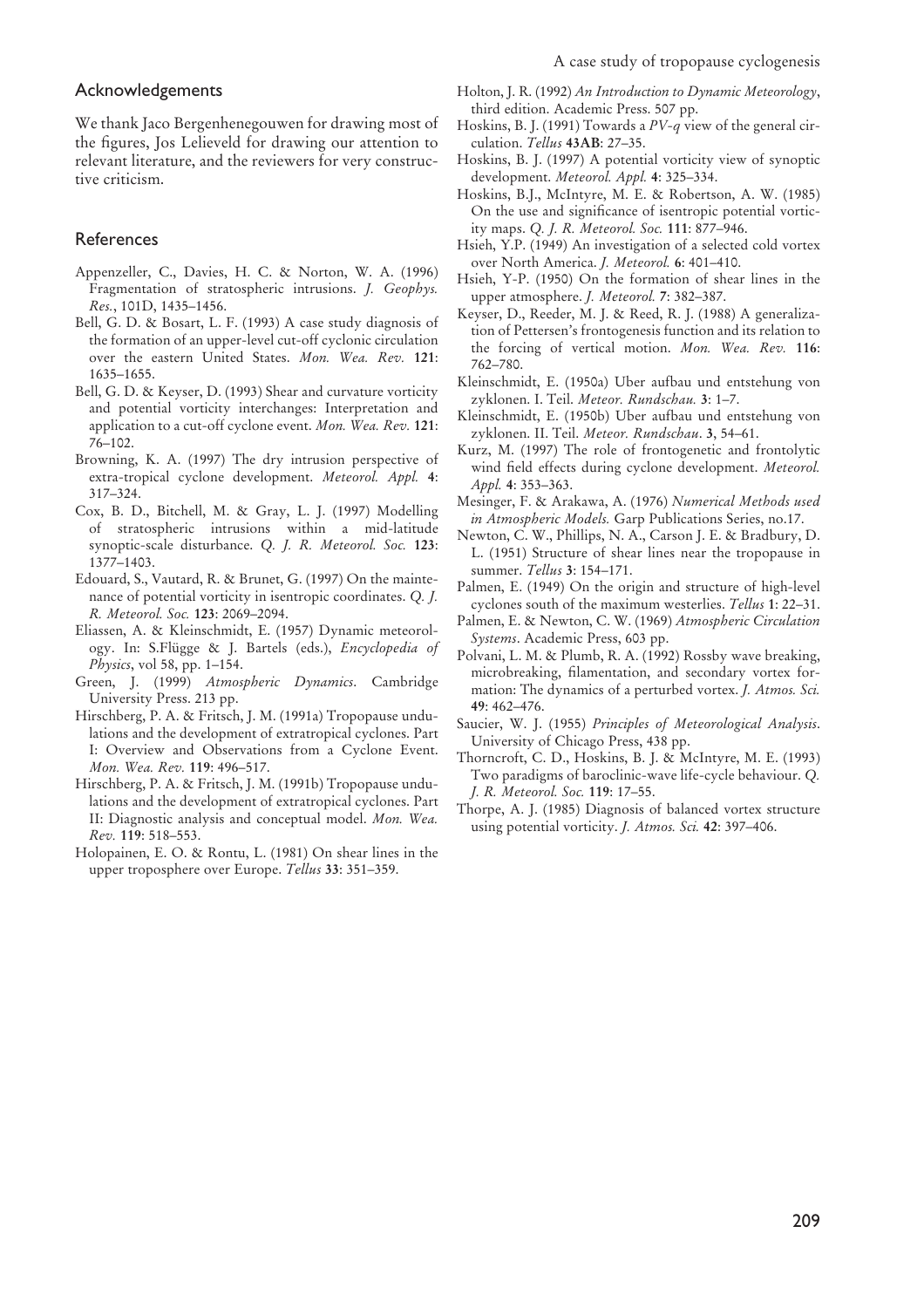## Acknowledgements

We thank Jaco Bergenhenegouwen for drawing most of the figures, Jos Lelieveld for drawing our attention to relevant literature, and the reviewers for very constructive criticism.

## References

Appenzeller, C., Davies, H. C. & Norton, W. A. (1996) Fragmentation of stratospheric intrusions. *J. Geophys. Res.*, 101D, 1435–1456.

Bell, G. D. & Bosart, L. F. (1993) A case study diagnosis of the formation of an upper-level cut-off cyclonic circulation over the eastern United States. *Mon. Wea. Rev.* **121**: 1635–1655.

Bell, G. D. & Keyser, D. (1993) Shear and curvature vorticity and potential vorticity interchanges: Interpretation and application to a cut-off cyclone event. *Mon. Wea. Rev.* **121**: 76–102.

Browning, K. A. (1997) The dry intrusion perspective of extra-tropical cyclone development. *Meteorol. Appl.* **4**: 317–324.

Cox, B. D., Bitchell, M. & Gray, L. J. (1997) Modelling of stratospheric intrusions within a mid-latitude synoptic-scale disturbance. *Q. J. R. Meteorol. Soc.* **123**: 1377–1403.

Edouard, S., Vautard, R. & Brunet, G. (1997) On the maintenance of potential vorticity in isentropic coordinates. *Q. J. R. Meteorol. Soc.* **123**: 2069–2094.

Eliassen, A. & Kleinschmidt, E. (1957) Dynamic meteorology. In: S.Flügge & J. Bartels (eds.), *Encyclopedia of Physics*, vol 58, pp. 1–154.

Green, J. (1999) *Atmospheric Dynamics*. Cambridge University Press. 213 pp.

Hirschberg, P. A. & Fritsch, J. M. (1991a) Tropopause undulations and the development of extratropical cyclones. Part I: Overview and Observations from a Cyclone Event. *Mon. Wea. Rev.* **119**: 496–517.

Hirschberg, P. A. & Fritsch, J. M. (1991b) Tropopause undulations and the development of extratropical cyclones. Part II: Diagnostic analysis and conceptual model. *Mon. Wea. Rev.* **119**: 518–553.

Holopainen, E. O. & Rontu, L. (1981) On shear lines in the upper troposphere over Europe. *Tellus* **33**: 351–359.

Holton, J. R. (1992) *An Introduction to Dynamic Meteorology*, third edition. Academic Press. 507 pp.

Hoskins, B. J. (1991) Towards a *PV-q* view of the general circulation. *Tellus* **43AB**: 27–35.

Hoskins, B. J. (1997) A potential vorticity view of synoptic development. *Meteorol. Appl.* **4**: 325–334.

Hoskins, B.J., McIntyre, M. E. & Robertson, A. W. (1985) On the use and significance of isentropic potential vorticity maps. *Q. J. R. Meteorol. Soc.* **111**: 877–946.

Hsieh, Y.P. (1949) An investigation of a selected cold vortex over North America. *J. Meteorol.* **6**: 401–410.

Hsieh, Y-P. (1950) On the formation of shear lines in the upper atmosphere. *J. Meteorol.* **7**: 382–387.

Keyser, D., Reeder, M. J. & Reed, R. J. (1988) A generalization of Pettersen's frontogenesis function and its relation to the forcing of vertical motion. *Mon. Wea. Rev.* **116**: 762–780.

Kleinschmidt, E. (1950a) Uber aufbau und entstehung von zyklonen. I. Teil. *Meteor. Rundschau.* **3**: 1–7.

Kleinschmidt, E. (1950b) Uber aufbau und entstehung von zyklonen. II. Teil. *Meteor. Rundschau*. **3**, 54–61.

Kurz, M. (1997) The role of frontogenetic and frontolytic wind field effects during cyclone development. *Meteorol. Appl.* **4**: 353–363.

Mesinger, F. & Arakawa, A. (1976) *Numerical Methods used in Atmospheric Models.* Garp Publications Series, no.17.

Newton, C. W., Phillips, N. A., Carson J. E. & Bradbury, D. L. (1951) Structure of shear lines near the tropopause in summer. *Tellus* **3**: 154–171.

Palmen, E. (1949) On the origin and structure of high-level cyclones south of the maximum westerlies. *Tellus* **1**: 22–31.

Palmen, E. & Newton, C. W. (1969) *Atmospheric Circulation Systems*. Academic Press, 603 pp.

Polvani, L. M. & Plumb, R. A. (1992) Rossby wave breaking, microbreaking, filamentation, and secondary vortex formation: The dynamics of a perturbed vortex. *J. Atmos. Sci.* **49**: 462–476.

Saucier, W. J. (1955) *Principles of Meteorological Analysis*. University of Chicago Press, 438 pp.

Thorncroft, C. D., Hoskins, B. J. & McIntyre, M. E. (1993) Two paradigms of baroclinic-wave life-cycle behaviour. *Q. J. R. Meteorol. Soc.* **119**: 17–55.

Thorpe, A. J. (1985) Diagnosis of balanced vortex structure using potential vorticity. *J. Atmos. Sci.* **42**: 397–406.